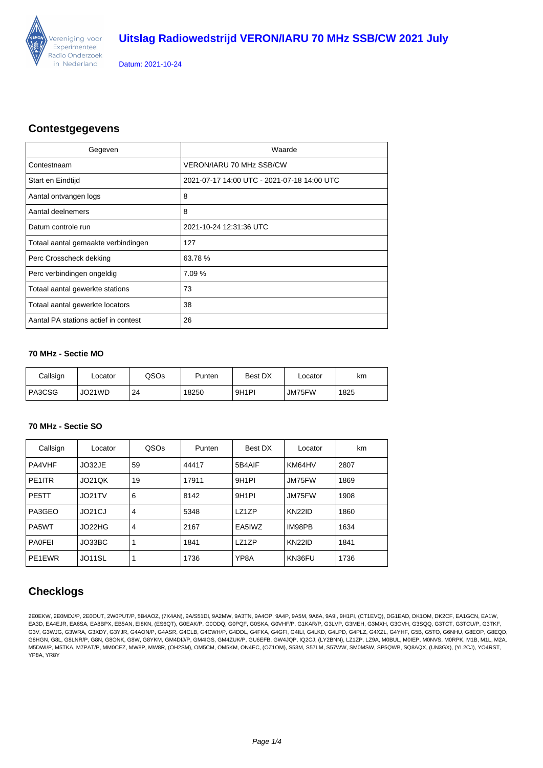Vereniging voor Experimenteel Radio Onderzoek in Nederland

# Uitslag Radiowedstrijd VERON/IARU 70 MHz SSB/CW 2021 July

Datum: 2021-10-24

## Contestgegevens

| Gegeven | Waarde |
|---|---|
| Contestnaam | VERON/IARU 70 MHz SSB/CW |
| Start en Eindtijd | 2021-07-17 14:00 UTC - 2021-07-18 14:00 UTC |
| Aantal ontvangen logs | 8 |
| Aantal deelnemers | 8 |
| Datum controle run | 2021-10-24 12:31:36 UTC |
| Totaal aantal gemaakte verbindingen | 127 |
| Perc Crosscheck dekking | 63.78 % |
| Perc verbindingen ongeldig | 7.09 % |
| Totaal aantal gewerkte stations | 73 |
| Totaal aantal gewerkte locators | 38 |
| Aantal PA stations actief in contest | 26 |

### 70 MHz - Sectie MO

| Callsign | Locator | QSOs | Punten | Best DX | Locator | km |
|---|---|---|---|---|---|---|
| PA3CSG | JO21WD | 24 | 18250 | 9H1PI | JM75FW | 1825 |

### 70 MHz - Sectie SO

| Callsign | Locator | QSOs | Punten | Best DX | Locator | km |
|---|---|---|---|---|---|---|
| PA4VHF | JO32JE | 59 | 44417 | 5B4AIF | KM64HV | 2807 |
| PE1ITR | JO21QK | 19 | 17911 | 9H1PI | JM75FW | 1869 |
| PE5TT | JO21TV | 6 | 8142 | 9H1PI | JM75FW | 1908 |
| PA3GEO | JO21CJ | 4 | 5348 | LZ1ZP | KN22ID | 1860 |
| PA5WT | JO22HG | 4 | 2167 | EA5IWZ | IM98PB | 1634 |
| PA0FEI | JO33BC | 1 | 1841 | LZ1ZP | KN22ID | 1841 |
| PE1EWR | JO11SL | 1 | 1736 | YP8A | KN36FU | 1736 |

## Checklogs

2E0EKW, 2E0MDJ/P, 2E0OUT, 2W0PUT/P, 5B4AOZ, (7X4AN), 9A/S51DI, 9A2MW, 9A3TN, 9A4OP, 9A4P, 9A5M, 9A6A, 9A9I, 9H1PI, (CT1EVQ), DG1EAD, DK1OM, DK2CF, EA1GCN, EA1W, EA3D, EA4EJR, EA6SA, EA8BPX, EB5AN, EI8KN, (ES6QT), G0EAK/P, G0ODQ, G0PQF, G0SKA, G0VHF/P, G1KAR/P, G3LVP, G3MEH, G3MXH, G3OVH, G3SQQ, G3TCT, G3TCU/P, G3TKF, G3V, G3WJG, G3WRA, G3XDY, G3YJR, G4AON/P, G4ASR, G4CLB, G4CWH/P, G4DDL, G4FKA, G4GFI, G4ILI, G4LKD, G4LPD, G4PLZ, G4XZL, G4YHF, G5B, G5TO, G6NHU, G8EOP, G8EQD, G8HGN, G8L, G8LNR/P, G8N, G8ONK, G8W, G8YKM, GM4DIJ/P, GM4IGS, GM4ZUK/P, GU6EFB, GW4JQP, IQ2CJ, (LY2BNN), LZ1ZP, LZ9A, M0BUL, M0IEP, M0NVS, M0RPK, M1B, M1L, M2A, M5DWI/P, M5TKA, M7PAT/P, MM0CEZ, MW8P, MW8R, (OH2SM), OM5CM, OM5KM, ON4EC, (OZ1OM), S53M, S57LM, S57WW, SM0MSW, SP5QWB, SQ8AQX, (UN3GX), (YL2CJ), YO4RST, YP8A, YR8Y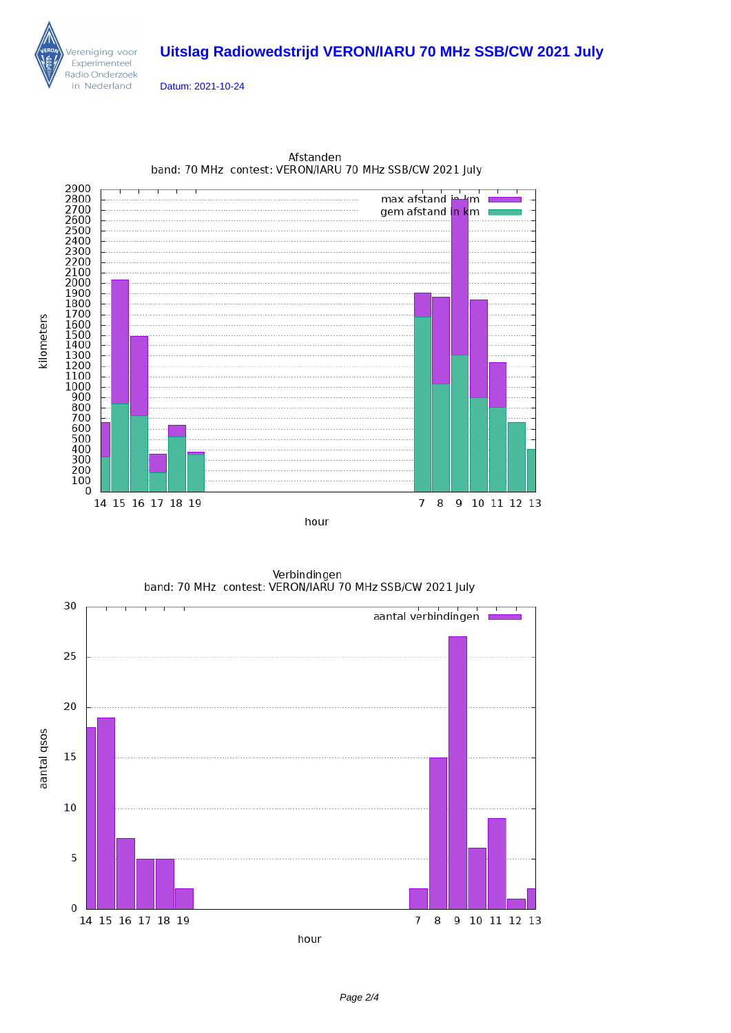# Uitslag Radiowedstrijd VERON/IARU 70 MHz SSB/CW 2021 July

Datum: 2021-10-24

Afstanden
band: 70 MHz contest: VERON/IARU 70 MHz SSB/CW 2021 July

Verbindingen
band: 70 MHz contest: VERON/IARU 70 MHz SSB/CW 2021 July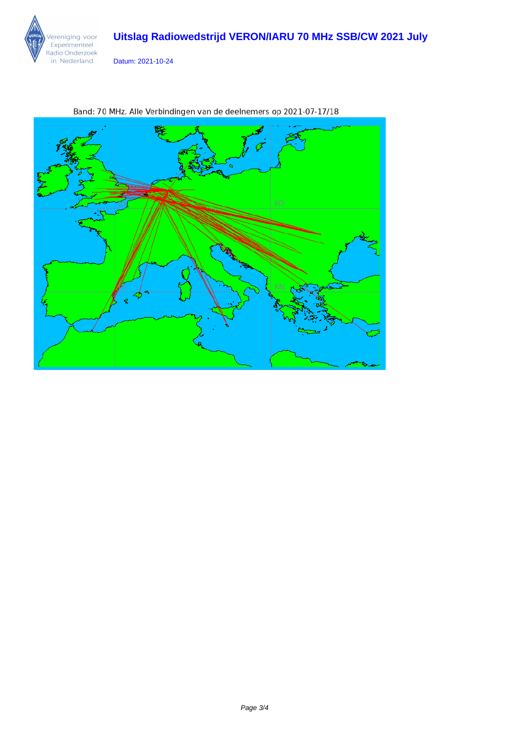# Uitslag Radiowedstrijd VERON/IARU 70 MHz SSB/CW 2021 July

Datum: 2021-10-24

Band: 70 MHz. Alle Verbindingen van de deelnemers op 2021-07-17/18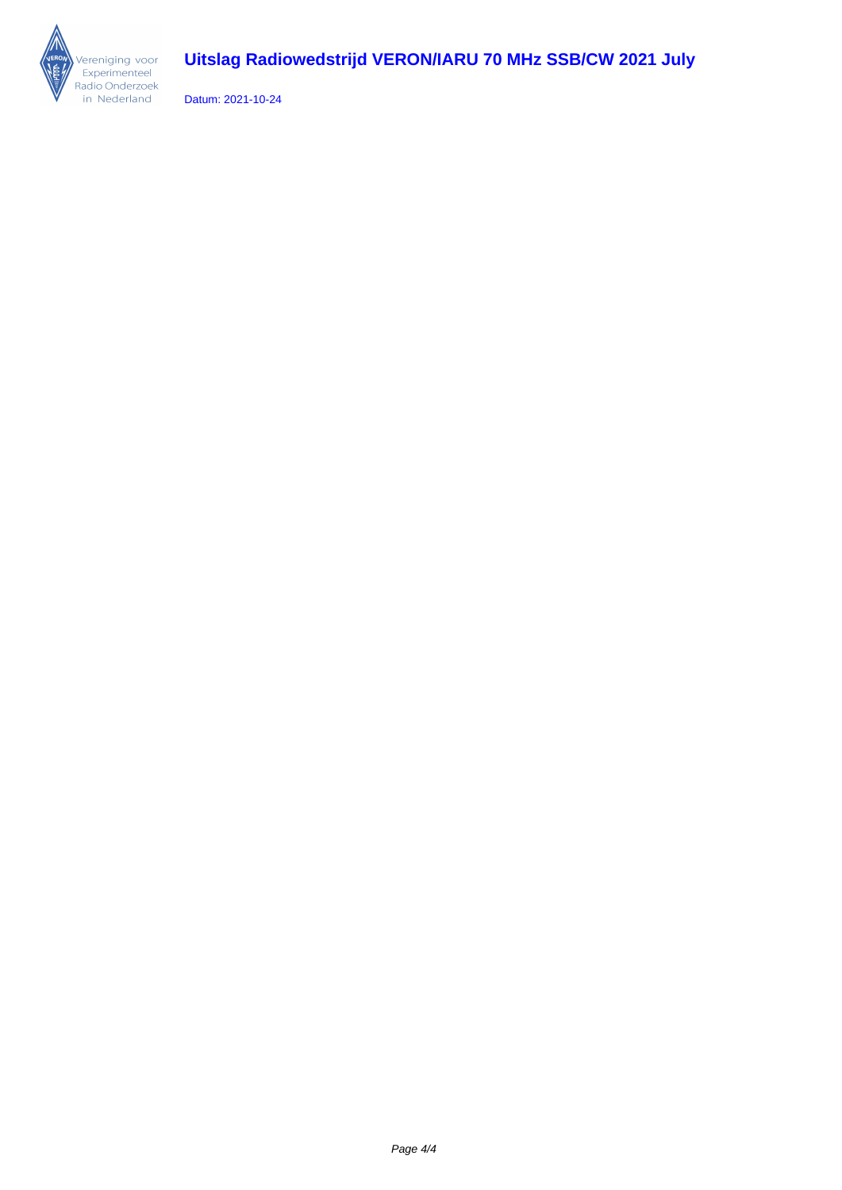Vereniging voor Experimenteel Radio Onderzoek in Nederland

# Uitslag Radiowedstrijd VERON/IARU 70 MHz SSB/CW 2021 July

Datum: 2021-10-24